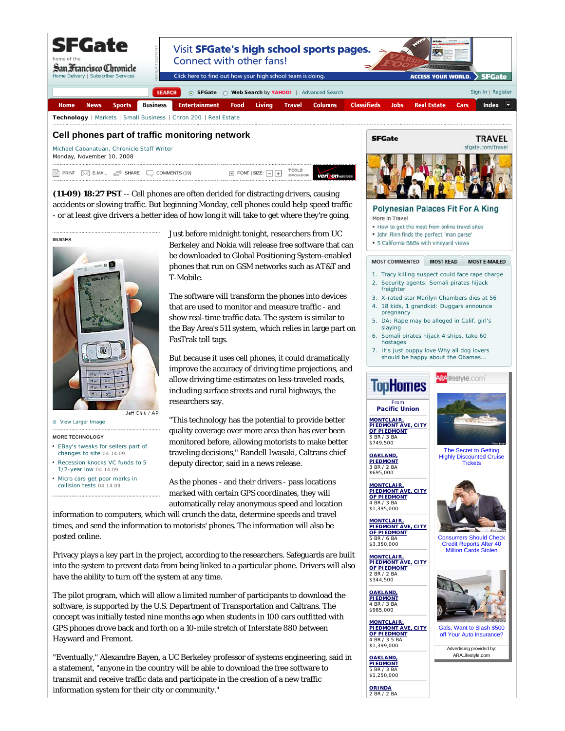# Cell phones part of traffic monitoring network

Michael Cabanatuan, Chronicle Staff Writer
Monday, November 10, 2008

**(11-09) 18:27 PST** -- Cell phones are often derided for distracting drivers, causing accidents or slowing traffic. But beginning Monday, cell phones could help speed traffic - or at least give drivers a better idea of how long it will take to get where they're going.

Just before midnight tonight, researchers from UC Berkeley and Nokia will release free software that can be downloaded to Global Positioning System-enabled phones that run on GSM networks such as AT&T and T-Mobile.

The software will transform the phones into devices that are used to monitor and measure traffic - and show real-time traffic data. The system is similar to the Bay Area's 511 system, which relies in large part on FasTrak toll tags.

But because it uses cell phones, it could dramatically improve the accuracy of driving time projections, and allow driving time estimates on less-traveled roads, including surface streets and rural highways, the researchers say.

"This technology has the potential to provide better quality coverage over more area than has ever been monitored before, allowing motorists to make better traveling decisions," Randell Iwasaki, Caltrans chief deputy director, said in a news release.

As the phones - and their drivers - pass locations marked with certain GPS coordinates, they will automatically relay anonymous speed and location information to computers, which will crunch the data, determine speeds and travel times, and send the information to motorists' phones. The information will also be posted online.

Privacy plays a key part in the project, according to the researchers. Safeguards are built into the system to prevent data from being linked to a particular phone. Drivers will also have the ability to turn off the system at any time.

The pilot program, which will allow a limited number of participants to download the software, is supported by the U.S. Department of Transportation and Caltrans. The concept was initially tested nine months ago when students in 100 cars outfitted with GPS phones drove back and forth on a 10-mile stretch of Interstate 880 between Hayward and Fremont.

"Eventually," Alexandre Bayen, a UC Berkeley professor of systems engineering, said in a statement, "anyone in the country will be able to download the free software to transmit and receive traffic data and participate in the creation of a new traffic information system for their city or community."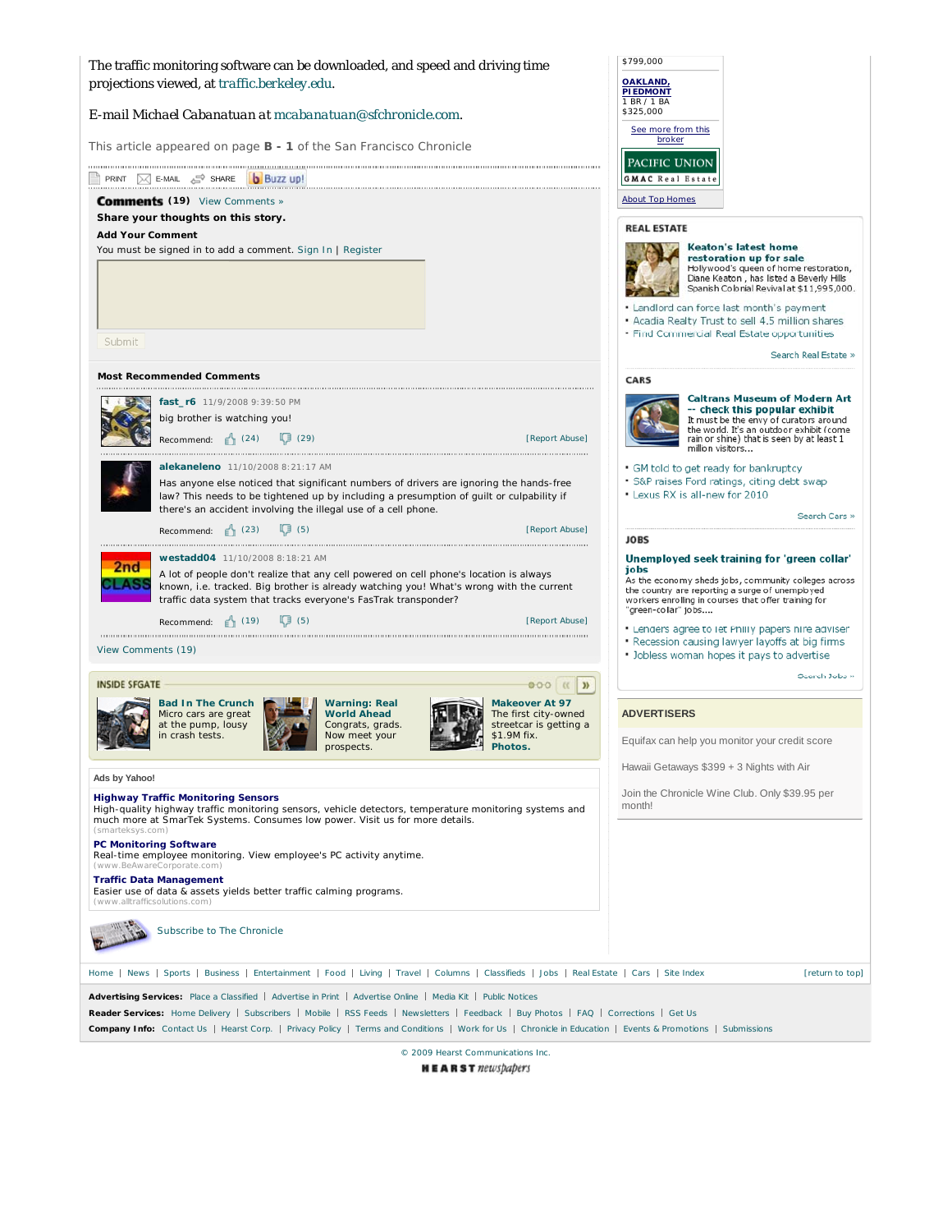The traffic monitoring software can be downloaded, and speed and driving time projections viewed, at traffic.berkeley.edu.

E-mail Michael Cabanatuan at mcabanatuan@sfchronicle.com.

This article appeared on page **B - 1** of the San Francisco Chronicle

PRINT | E-MAIL | SHARE | Buzz up!

## Comments (19) View Comments »

**Share your thoughts on this story.**

**Add Your Comment**

You must be signed in to add a comment. Sign In | Register

Submit

### Most Recommended Comments

**fast_r6** 11/9/2008 9:39:50 PM

big brother is watching you!

Recommend: (24) (29) [Report Abuse]

**alekaneleno** 11/10/2008 8:21:17 AM

Has anyone else noticed that significant numbers of drivers are ignoring the hands-free law? This needs to be tightened up by including a presumption of guilt or culpability if there's an accident involving the illegal use of a cell phone.

Recommend: (23) (5) [Report Abuse]

**westadd04** 11/10/2008 8:18:21 AM

A lot of people don't realize that any cell powered on cell phone's location is always known, i.e. tracked. Big brother is already watching you! What's wrong with the current traffic data system that tracks everyone's FasTrak transponder?

Recommend: (19) (5) [Report Abuse]

View Comments (19)

### INSIDE SFGATE

**Bad In The Crunch** Micro cars are great at the pump, lousy in crash tests.

**Warning: Real World Ahead** Congrats, grads. Now meet your prospects.

**Makeover At 97** The first city-owned streetcar is getting a $1.9M fix. **Photos.**

### Ads by Yahoo!

**Highway Traffic Monitoring Sensors**
High-quality highway traffic monitoring sensors, vehicle detectors, temperature monitoring systems and much more at SmarTek Systems. Consumes low power. Visit us for more details.
(smarteksys.com)

**PC Monitoring Software**
Real-time employee monitoring. View employee's PC activity anytime.
(www.BeAwareCorporate.com)

**Traffic Data Management**
Easier use of data & assets yields better traffic calming programs.
(www.alltrafficsolutions.com)

Subscribe to The Chronicle

---

$799,000

**OAKLAND, PIEDMONT**
1 BR / 1 BA
$325,000

See more from this broker

PACIFIC UNION GMAC Real Estate

About Top Homes

### REAL ESTATE

**Keaton's latest home restoration up for sale**
Hollywood's queen of home restoration, Diane Keaton, has listed a Beverly Hills Spanish Colonial Revival at $11,995,000.

- Landlord can force last month's payment
- Acadia Realty Trust to sell 4.5 million shares
- Find Commercial Real Estate opportunities

Search Real Estate »

### CARS

**Caltrans Museum of Modern Art -- check this popular exhibit**
It must be the envy of curators around the world. It's an outdoor exhibit (come rain or shine) that is seen by at least 1 million visitors...

- GM told to get ready for bankruptcy
- S&P raises Ford ratings, citing debt swap
- Lexus RX is all-new for 2010

Search Cars »

### JOBS

**Unemployed seek training for 'green collar' jobs**
As the economy sheds jobs, community colleges across the country are reporting a surge of unemployed workers enrolling in courses that offer training for "green-collar" jobs....

- Lenders agree to let Philly papers hire adviser
- Recession causing lawyer layoffs at big firms
- Jobless woman hopes it pays to advertise

Search Jobs »

### ADVERTISERS

Equifax can help you monitor your credit score

Hawaii Getaways $399 + 3 Nights with Air

Join the Chronicle Wine Club. Only $39.95 per month!

---

Home | News | Sports | Business | Entertainment | Food | Living | Travel | Columns | Classifieds | Jobs | Real Estate | Cars | Site Index [return to top]

**Advertising Services:** Place a Classified | Advertise in Print | Advertise Online | Media Kit | Public Notices

**Reader Services:** Home Delivery | Subscribers | Mobile | RSS Feeds | Newsletters | Feedback | Buy Photos | FAQ | Corrections | Get Us

**Company Info:** Contact Us | Hearst Corp. | Privacy Policy | Terms and Conditions | Work for Us | Chronicle in Education | Events & Promotions | Submissions

© 2009 Hearst Communications Inc.

HEARST newspapers